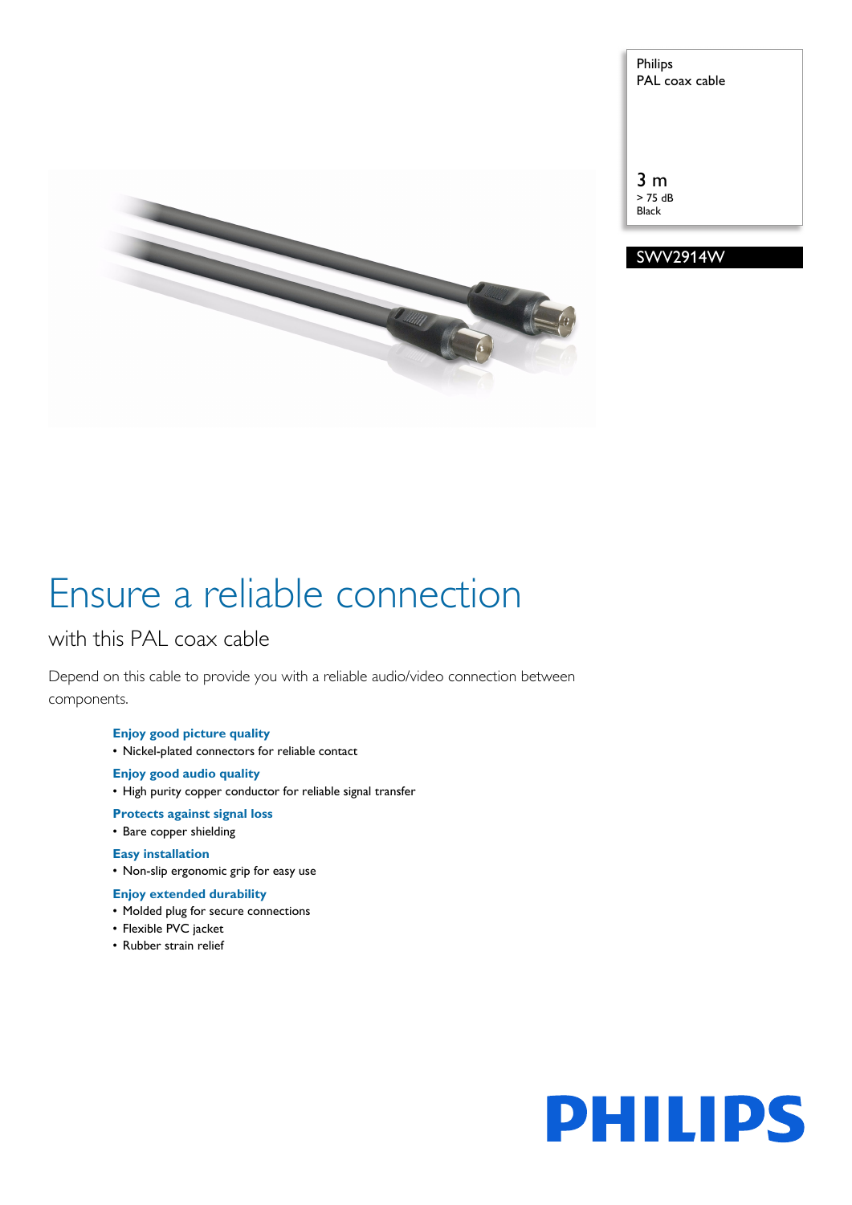Philips
PAL coax cable

3 m
> 75 dB
Black

SWV2914W

# Ensure a reliable connection

## with this PAL coax cable

Depend on this cable to provide you with a reliable audio/video connection between components.

**Enjoy good picture quality**
- Nickel-plated connectors for reliable contact

**Enjoy good audio quality**
- High purity copper conductor for reliable signal transfer

**Protects against signal loss**
- Bare copper shielding

**Easy installation**
- Non-slip ergonomic grip for easy use

**Enjoy extended durability**
- Molded plug for secure connections
- Flexible PVC jacket
- Rubber strain relief

PHILIPS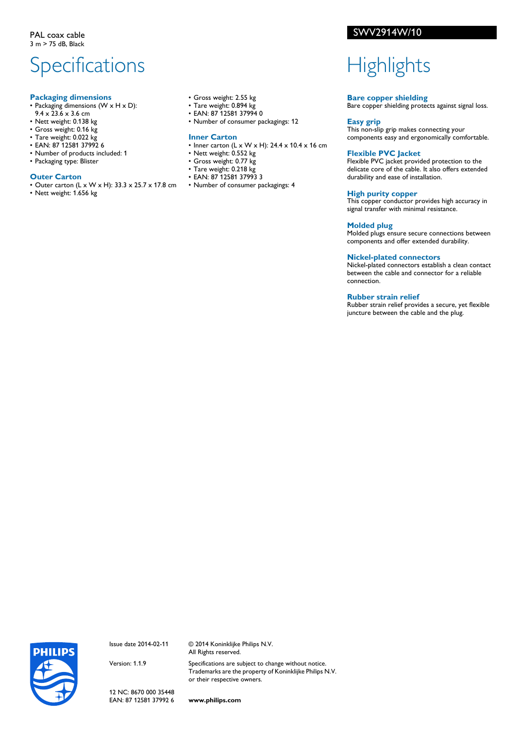PAL coax cable
3 m > 75 dB, Black

SWV2914W/10

# Specifications

### Packaging dimensions

- Packaging dimensions (W x H x D): 9.4 x 23.6 x 3.6 cm
- Nett weight: 0.138 kg
- Gross weight: 0.16 kg
- Tare weight: 0.022 kg
- EAN: 87 12581 37992 6
- Number of products included: 1
- Packaging type: Blister

### Outer Carton

- Outer carton (L x W x H): 33.3 x 25.7 x 17.8 cm
- Nett weight: 1.656 kg
- Gross weight: 2.55 kg
- Tare weight: 0.894 kg
- EAN: 87 12581 37994 0
- Number of consumer packagings: 12

### Inner Carton

- Inner carton (L x W x H): 24.4 x 10.4 x 16 cm
- Nett weight: 0.552 kg
- Gross weight: 0.77 kg
- Tare weight: 0.218 kg
- EAN: 87 12581 37993 3
- Number of consumer packagings: 4

# Highlights

### Bare copper shielding

Bare copper shielding protects against signal loss.

### Easy grip

This non-slip grip makes connecting your components easy and ergonomically comfortable.

### Flexible PVC Jacket

Flexible PVC jacket provided protection to the delicate core of the cable. It also offers extended durability and ease of installation.

### High purity copper

This copper conductor provides high accuracy in signal transfer with minimal resistance.

### Molded plug

Molded plugs ensure secure connections between components and offer extended durability.

### Nickel-plated connectors

Nickel-plated connectors establish a clean contact between the cable and connector for a reliable connection.

### Rubber strain relief

Rubber strain relief provides a secure, yet flexible juncture between the cable and the plug.

Issue date 2014-02-11

Version: 1.1.9

12 NC: 8670 000 35448
EAN: 87 12581 37992 6

© 2014 Koninklijke Philips N.V.
All Rights reserved.

Specifications are subject to change without notice. Trademarks are the property of Koninklijke Philips N.V. or their respective owners.

**www.philips.com**